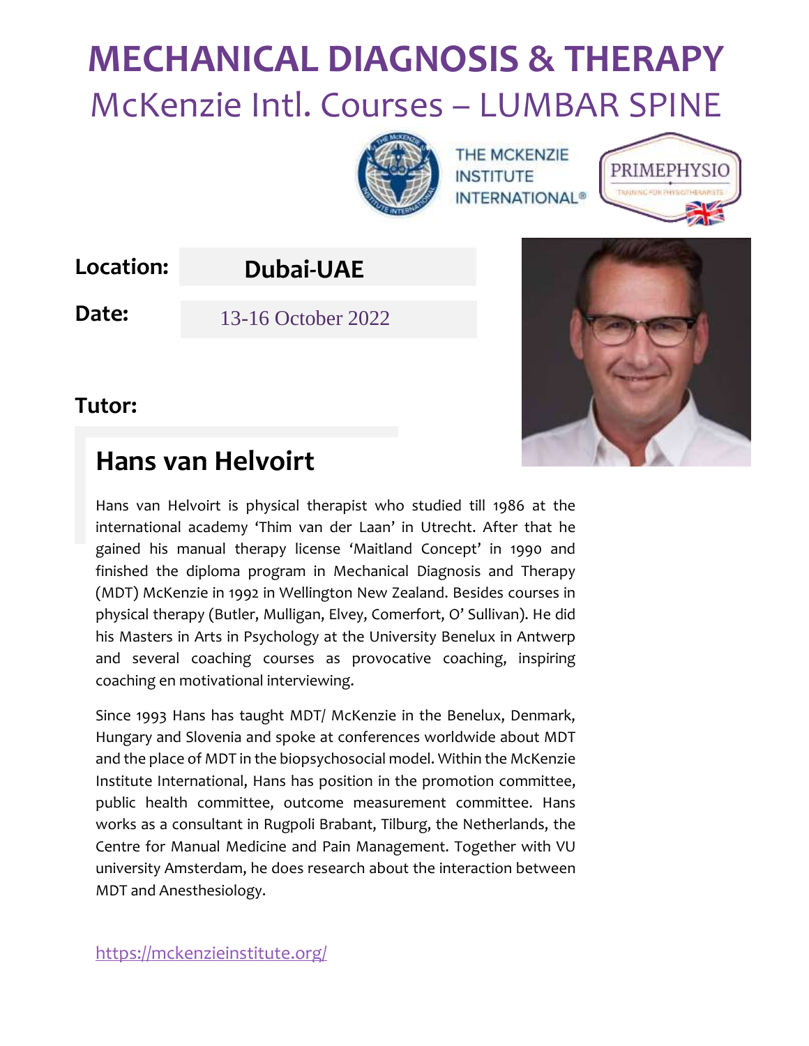# MECHANICAL DIAGNOSIS & THERAPY

## McKenzie Intl. Courses – LUMBAR SPINE

THE MCKENZIE INSTITUTE INTERNATIONAL®

PRIMEPHYSIO

TRAINING FOR PHYSIOTHERAPISTS

**Location:** **Dubai-UAE**

**Date:** 13-16 October 2022

**Tutor:**

## Hans van Helvoirt

Hans van Helvoirt is physical therapist who studied till 1986 at the international academy 'Thim van der Laan' in Utrecht. After that he gained his manual therapy license 'Maitland Concept' in 1990 and finished the diploma program in Mechanical Diagnosis and Therapy (MDT) McKenzie in 1992 in Wellington New Zealand. Besides courses in physical therapy (Butler, Mulligan, Elvey, Comerfort, O' Sullivan). He did his Masters in Arts in Psychology at the University Benelux in Antwerp and several coaching courses as provocative coaching, inspiring coaching en motivational interviewing.

Since 1993 Hans has taught MDT/ McKenzie in the Benelux, Denmark, Hungary and Slovenia and spoke at conferences worldwide about MDT and the place of MDT in the biopsychosocial model. Within the McKenzie Institute International, Hans has position in the promotion committee, public health committee, outcome measurement committee. Hans works as a consultant in Rugpoli Brabant, Tilburg, the Netherlands, the Centre for Manual Medicine and Pain Management. Together with VU university Amsterdam, he does research about the interaction between MDT and Anesthesiology.

https://mckenzieinstitute.org/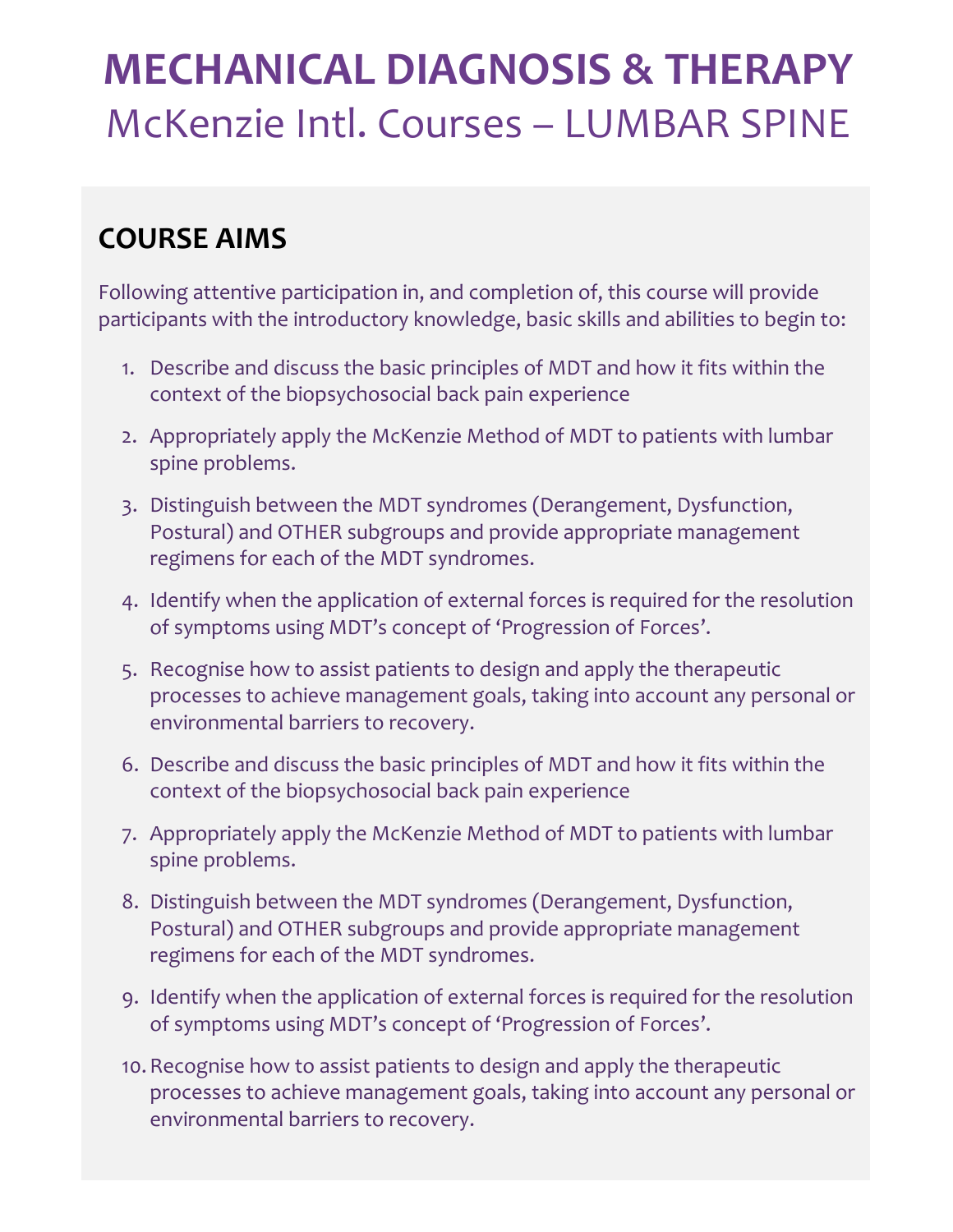# MECHANICAL DIAGNOSIS & THERAPY

McKenzie Intl. Courses – LUMBAR SPINE

## COURSE AIMS

Following attentive participation in, and completion of, this course will provide participants with the introductory knowledge, basic skills and abilities to begin to:

1. Describe and discuss the basic principles of MDT and how it fits within the context of the biopsychosocial back pain experience
2. Appropriately apply the McKenzie Method of MDT to patients with lumbar spine problems.
3. Distinguish between the MDT syndromes (Derangement, Dysfunction, Postural) and OTHER subgroups and provide appropriate management regimens for each of the MDT syndromes.
4. Identify when the application of external forces is required for the resolution of symptoms using MDT's concept of 'Progression of Forces'.
5. Recognise how to assist patients to design and apply the therapeutic processes to achieve management goals, taking into account any personal or environmental barriers to recovery.
6. Describe and discuss the basic principles of MDT and how it fits within the context of the biopsychosocial back pain experience
7. Appropriately apply the McKenzie Method of MDT to patients with lumbar spine problems.
8. Distinguish between the MDT syndromes (Derangement, Dysfunction, Postural) and OTHER subgroups and provide appropriate management regimens for each of the MDT syndromes.
9. Identify when the application of external forces is required for the resolution of symptoms using MDT's concept of 'Progression of Forces'.
10. Recognise how to assist patients to design and apply the therapeutic processes to achieve management goals, taking into account any personal or environmental barriers to recovery.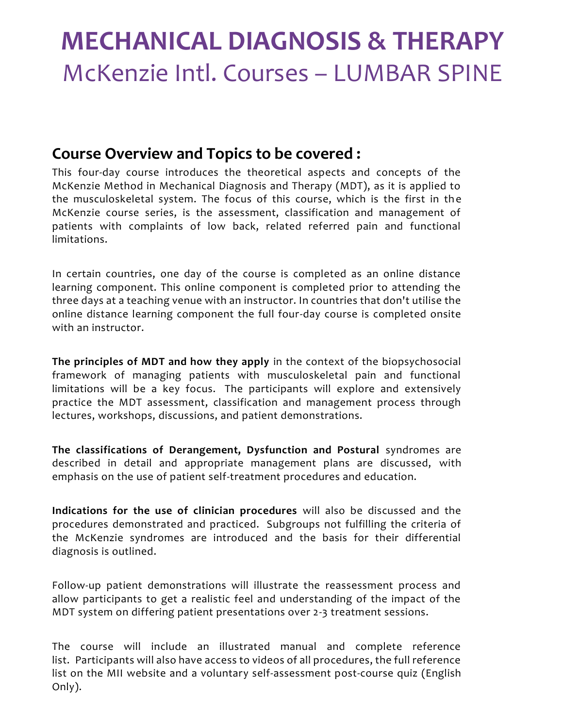# MECHANICAL DIAGNOSIS & THERAPY

McKenzie Intl. Courses – LUMBAR SPINE

## Course Overview and Topics to be covered :

This four-day course introduces the theoretical aspects and concepts of the McKenzie Method in Mechanical Diagnosis and Therapy (MDT), as it is applied to the musculoskeletal system. The focus of this course, which is the first in the McKenzie course series, is the assessment, classification and management of patients with complaints of low back, related referred pain and functional limitations.

In certain countries, one day of the course is completed as an online distance learning component. This online component is completed prior to attending the three days at a teaching venue with an instructor. In countries that don't utilise the online distance learning component the full four-day course is completed onsite with an instructor.

**The principles of MDT and how they apply** in the context of the biopsychosocial framework of managing patients with musculoskeletal pain and functional limitations will be a key focus. The participants will explore and extensively practice the MDT assessment, classification and management process through lectures, workshops, discussions, and patient demonstrations.

**The classifications of Derangement, Dysfunction and Postural** syndromes are described in detail and appropriate management plans are discussed, with emphasis on the use of patient self-treatment procedures and education.

**Indications for the use of clinician procedures** will also be discussed and the procedures demonstrated and practiced. Subgroups not fulfilling the criteria of the McKenzie syndromes are introduced and the basis for their differential diagnosis is outlined.

Follow-up patient demonstrations will illustrate the reassessment process and allow participants to get a realistic feel and understanding of the impact of the MDT system on differing patient presentations over 2-3 treatment sessions.

The course will include an illustrated manual and complete reference list. Participants will also have access to videos of all procedures, the full reference list on the MII website and a voluntary self-assessment post-course quiz (English Only).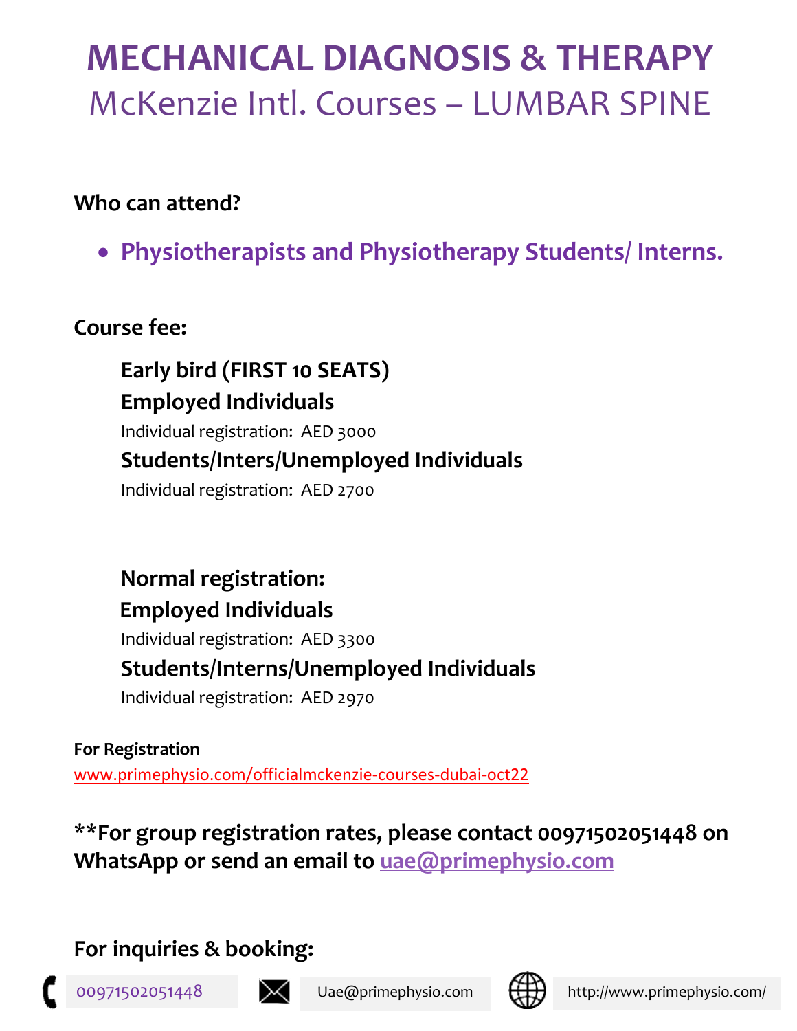# MECHANICAL DIAGNOSIS & THERAPY

## McKenzie Intl. Courses – LUMBAR SPINE

**Who can attend?**

- **Physiotherapists and Physiotherapy Students/ Interns.**

**Course fee:**

**Early bird (FIRST 10 SEATS)**

**Employed Individuals**

Individual registration: AED 3000

**Students/Inters/Unemployed Individuals**

Individual registration: AED 2700

**Normal registration:**

**Employed Individuals**

Individual registration: AED 3300

**Students/Interns/Unemployed Individuals**

Individual registration: AED 2970

**For Registration**

www.primephysio.com/officialmckenzie-courses-dubai-oct22

**\*\*For group registration rates, please contact 00971502051448 on WhatsApp or send an email to uae@primephysio.com**

**For inquiries & booking:**

00971502051448 | Uae@primephysio.com | http://www.primephysio.com/